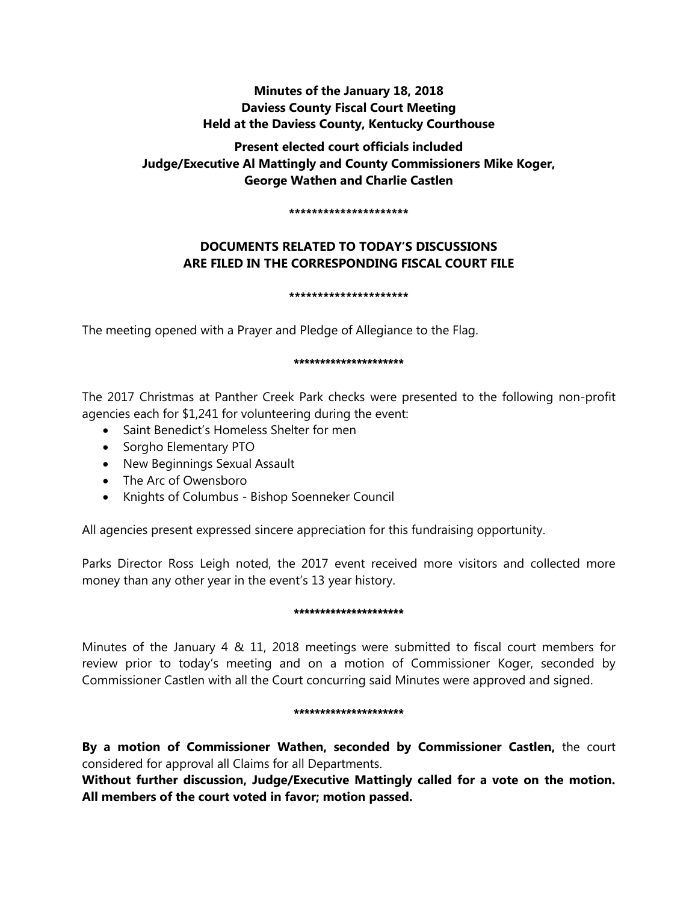**Minutes of the January 18, 2018**
**Daviess County Fiscal Court Meeting**
**Held at the Daviess County, Kentucky Courthouse**

**Present elected court officials included**
**Judge/Executive Al Mattingly and County Commissioners Mike Koger, George Wathen and Charlie Castlen**

*********************

**DOCUMENTS RELATED TO TODAY'S DISCUSSIONS ARE FILED IN THE CORRESPONDING FISCAL COURT FILE**

*********************

The meeting opened with a Prayer and Pledge of Allegiance to the Flag.

*********************

The 2017 Christmas at Panther Creek Park checks were presented to the following non-profit agencies each for $1,241 for volunteering during the event:

- Saint Benedict's Homeless Shelter for men
- Sorgho Elementary PTO
- New Beginnings Sexual Assault
- The Arc of Owensboro
- Knights of Columbus - Bishop Soenneker Council

All agencies present expressed sincere appreciation for this fundraising opportunity.

Parks Director Ross Leigh noted, the 2017 event received more visitors and collected more money than any other year in the event's 13 year history.

*********************

Minutes of the January 4 & 11, 2018 meetings were submitted to fiscal court members for review prior to today's meeting and on a motion of Commissioner Koger, seconded by Commissioner Castlen with all the Court concurring said Minutes were approved and signed.

*********************

**By a motion of Commissioner Wathen, seconded by Commissioner Castlen,** the court considered for approval all Claims for all Departments.

**Without further discussion, Judge/Executive Mattingly called for a vote on the motion. All members of the court voted in favor; motion passed.**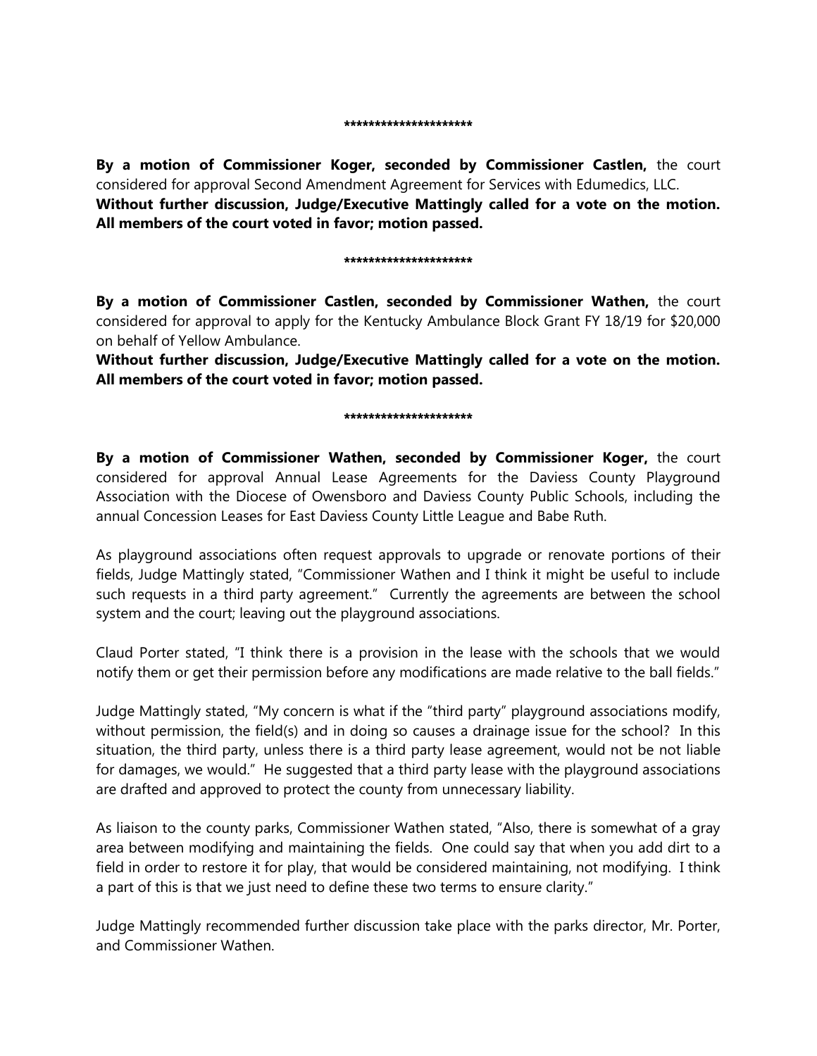*********************

**By a motion of Commissioner Koger, seconded by Commissioner Castlen,** the court considered for approval Second Amendment Agreement for Services with Edumedics, LLC.
**Without further discussion, Judge/Executive Mattingly called for a vote on the motion. All members of the court voted in favor; motion passed.**

*********************

**By a motion of Commissioner Castlen, seconded by Commissioner Wathen,** the court considered for approval to apply for the Kentucky Ambulance Block Grant FY 18/19 for $20,000 on behalf of Yellow Ambulance.
**Without further discussion, Judge/Executive Mattingly called for a vote on the motion. All members of the court voted in favor; motion passed.**

*********************

**By a motion of Commissioner Wathen, seconded by Commissioner Koger,** the court considered for approval Annual Lease Agreements for the Daviess County Playground Association with the Diocese of Owensboro and Daviess County Public Schools, including the annual Concession Leases for East Daviess County Little League and Babe Ruth.

As playground associations often request approvals to upgrade or renovate portions of their fields, Judge Mattingly stated, "Commissioner Wathen and I think it might be useful to include such requests in a third party agreement." Currently the agreements are between the school system and the court; leaving out the playground associations.

Claud Porter stated, "I think there is a provision in the lease with the schools that we would notify them or get their permission before any modifications are made relative to the ball fields."

Judge Mattingly stated, "My concern is what if the "third party" playground associations modify, without permission, the field(s) and in doing so causes a drainage issue for the school? In this situation, the third party, unless there is a third party lease agreement, would not be not liable for damages, we would." He suggested that a third party lease with the playground associations are drafted and approved to protect the county from unnecessary liability.

As liaison to the county parks, Commissioner Wathen stated, "Also, there is somewhat of a gray area between modifying and maintaining the fields. One could say that when you add dirt to a field in order to restore it for play, that would be considered maintaining, not modifying. I think a part of this is that we just need to define these two terms to ensure clarity."

Judge Mattingly recommended further discussion take place with the parks director, Mr. Porter, and Commissioner Wathen.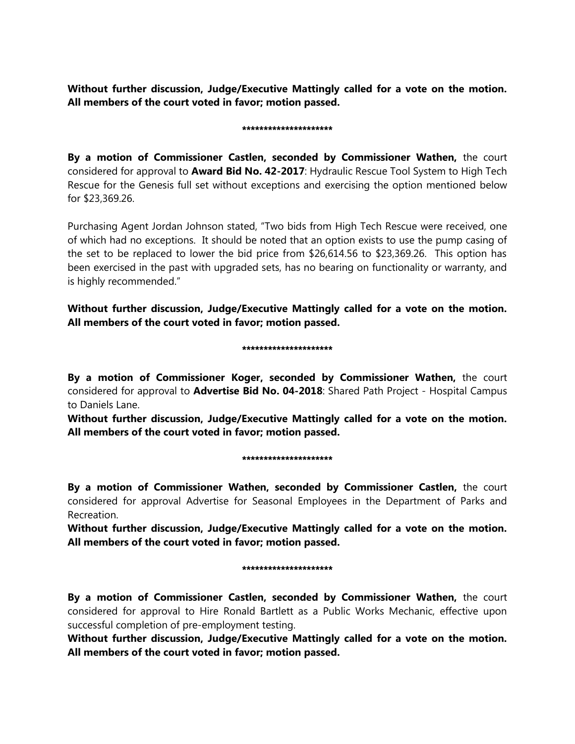**Without further discussion, Judge/Executive Mattingly called for a vote on the motion. All members of the court voted in favor; motion passed.**

*********************

**By a motion of Commissioner Castlen, seconded by Commissioner Wathen,** the court considered for approval to **Award Bid No. 42-2017**: Hydraulic Rescue Tool System to High Tech Rescue for the Genesis full set without exceptions and exercising the option mentioned below for $23,369.26.

Purchasing Agent Jordan Johnson stated, "Two bids from High Tech Rescue were received, one of which had no exceptions. It should be noted that an option exists to use the pump casing of the set to be replaced to lower the bid price from $26,614.56 to $23,369.26. This option has been exercised in the past with upgraded sets, has no bearing on functionality or warranty, and is highly recommended."

**Without further discussion, Judge/Executive Mattingly called for a vote on the motion. All members of the court voted in favor; motion passed.**

*********************

**By a motion of Commissioner Koger, seconded by Commissioner Wathen,** the court considered for approval to **Advertise Bid No. 04-2018**: Shared Path Project - Hospital Campus to Daniels Lane.

**Without further discussion, Judge/Executive Mattingly called for a vote on the motion. All members of the court voted in favor; motion passed.**

*********************

**By a motion of Commissioner Wathen, seconded by Commissioner Castlen,** the court considered for approval Advertise for Seasonal Employees in the Department of Parks and Recreation.

**Without further discussion, Judge/Executive Mattingly called for a vote on the motion. All members of the court voted in favor; motion passed.**

*********************

**By a motion of Commissioner Castlen, seconded by Commissioner Wathen,** the court considered for approval to Hire Ronald Bartlett as a Public Works Mechanic, effective upon successful completion of pre-employment testing.

**Without further discussion, Judge/Executive Mattingly called for a vote on the motion. All members of the court voted in favor; motion passed.**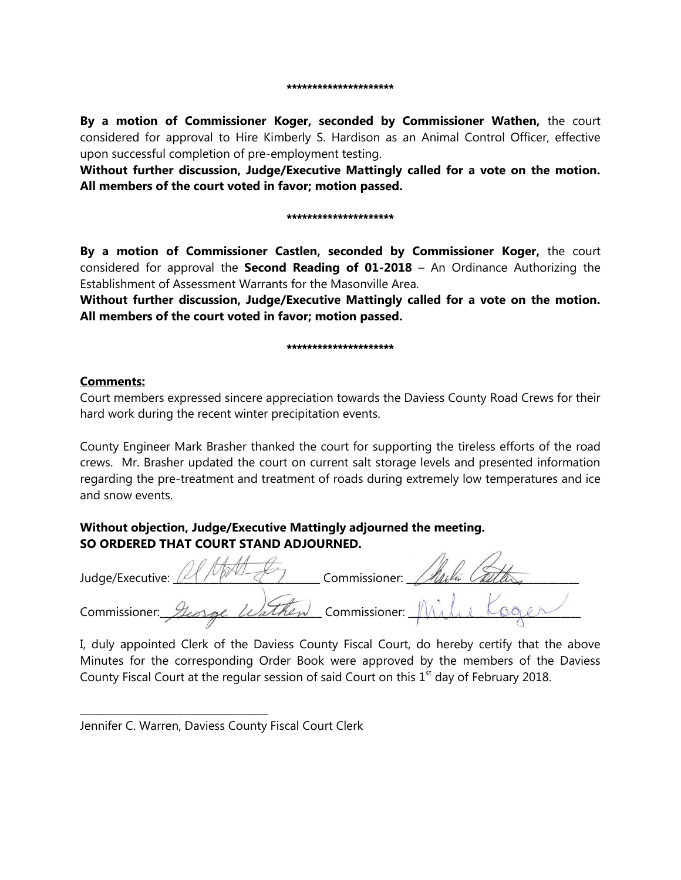*********************

**By a motion of Commissioner Koger, seconded by Commissioner Wathen,** the court considered for approval to Hire Kimberly S. Hardison as an Animal Control Officer, effective upon successful completion of pre-employment testing.

**Without further discussion, Judge/Executive Mattingly called for a vote on the motion. All members of the court voted in favor; motion passed.**

*********************

**By a motion of Commissioner Castlen, seconded by Commissioner Koger,** the court considered for approval the **Second Reading of 01-2018** – An Ordinance Authorizing the Establishment of Assessment Warrants for the Masonville Area.

**Without further discussion, Judge/Executive Mattingly called for a vote on the motion. All members of the court voted in favor; motion passed.**

*********************

**Comments:**

Court members expressed sincere appreciation towards the Daviess County Road Crews for their hard work during the recent winter precipitation events.

County Engineer Mark Brasher thanked the court for supporting the tireless efforts of the road crews. Mr. Brasher updated the court on current salt storage levels and presented information regarding the pre-treatment and treatment of roads during extremely low temperatures and ice and snow events.

**Without objection, Judge/Executive Mattingly adjourned the meeting.**
**SO ORDERED THAT COURT STAND ADJOURNED.**

Judge/Executive: ______________________ Commissioner: ______________________

Commissioner: ______________________ Commissioner: ______________________

I, duly appointed Clerk of the Daviess County Fiscal Court, do hereby certify that the above Minutes for the corresponding Order Book were approved by the members of the Daviess County Fiscal Court at the regular session of said Court on this 1st day of February 2018.

______________________

Jennifer C. Warren, Daviess County Fiscal Court Clerk